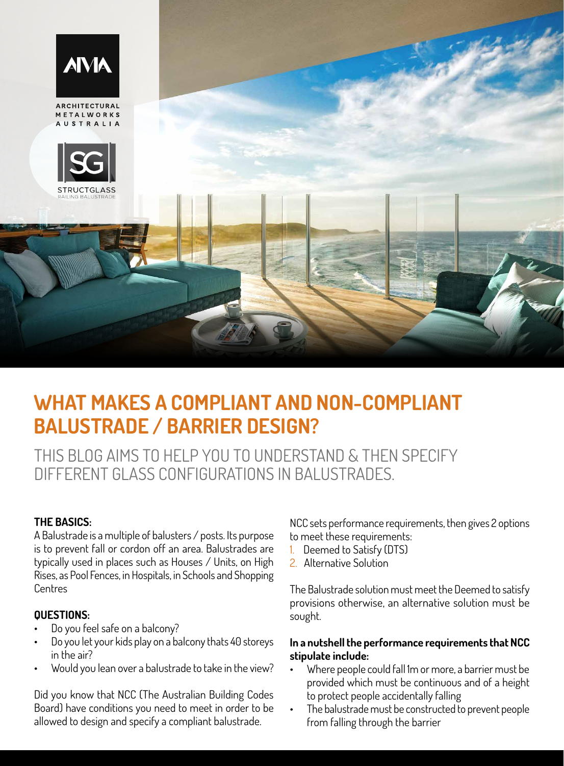# WHAT MAKES A COMPLIANT AND NON-COMPLIANT BALUSTRADE / BARRIER DESIGN?

## THIS BLOG AIMS TO HELP YOU TO UNDERSTAND & THEN SPECIFY DIFFERENT GLASS CONFIGURATIONS IN BALUSTRADES.

**THE BASICS:**

A Balustrade is a multiple of balusters / posts. Its purpose is to prevent fall or cordon off an area. Balustrades are typically used in places such as Houses / Units, on High Rises, as Pool Fences, in Hospitals, in Schools and Shopping Centres

**QUESTIONS:**

- Do you feel safe on a balcony?
- Do you let your kids play on a balcony thats 40 storeys in the air?
- Would you lean over a balustrade to take in the view?

Did you know that NCC (The Australian Building Codes Board) have conditions you need to meet in order to be allowed to design and specify a compliant balustrade.

NCC sets performance requirements, then gives 2 options to meet these requirements:

1. Deemed to Satisfy (DTS)
2. Alternative Solution

The Balustrade solution must meet the Deemed to satisfy provisions otherwise, an alternative solution must be sought.

**In a nutshell the performance requirements that NCC stipulate include:**

- Where people could fall 1m or more, a barrier must be provided which must be continuous and of a height to protect people accidentally falling
- The balustrade must be constructed to prevent people from falling through the barrier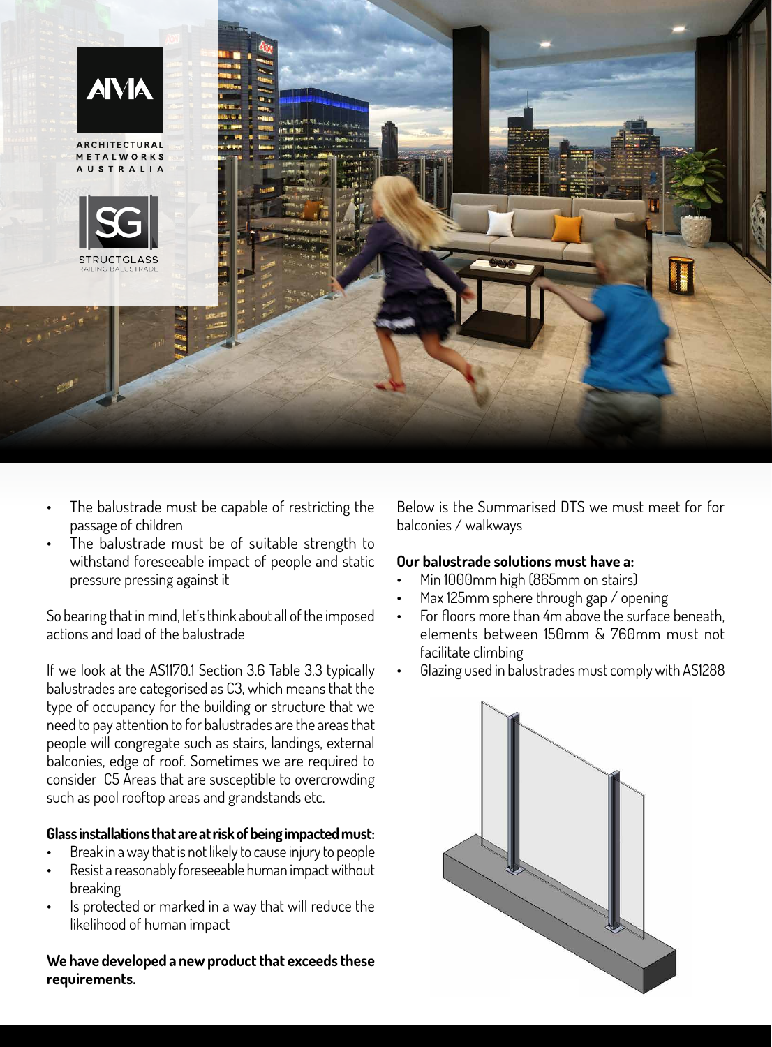- The balustrade must be capable of restricting the passage of children
- The balustrade must be of suitable strength to withstand foreseeable impact of people and static pressure pressing against it

So bearing that in mind, let's think about all of the imposed actions and load of the balustrade

If we look at the AS1170.1 Section 3.6 Table 3.3 typically balustrades are categorised as C3, which means that the type of occupancy for the building or structure that we need to pay attention to for balustrades are the areas that people will congregate such as stairs, landings, external balconies, edge of roof. Sometimes we are required to consider C5 Areas that are susceptible to overcrowding such as pool rooftop areas and grandstands etc.

**Glass installations that are at risk of being impacted must:**

- Break in a way that is not likely to cause injury to people
- Resist a reasonably foreseeable human impact without breaking
- Is protected or marked in a way that will reduce the likelihood of human impact

**We have developed a new product that exceeds these requirements.**

Below is the Summarised DTS we must meet for for balconies / walkways

**Our balustrade solutions must have a:**

- Min 1000mm high (865mm on stairs)
- Max 125mm sphere through gap / opening
- For floors more than 4m above the surface beneath, elements between 150mm & 760mm must not facilitate climbing
- Glazing used in balustrades must comply with AS1288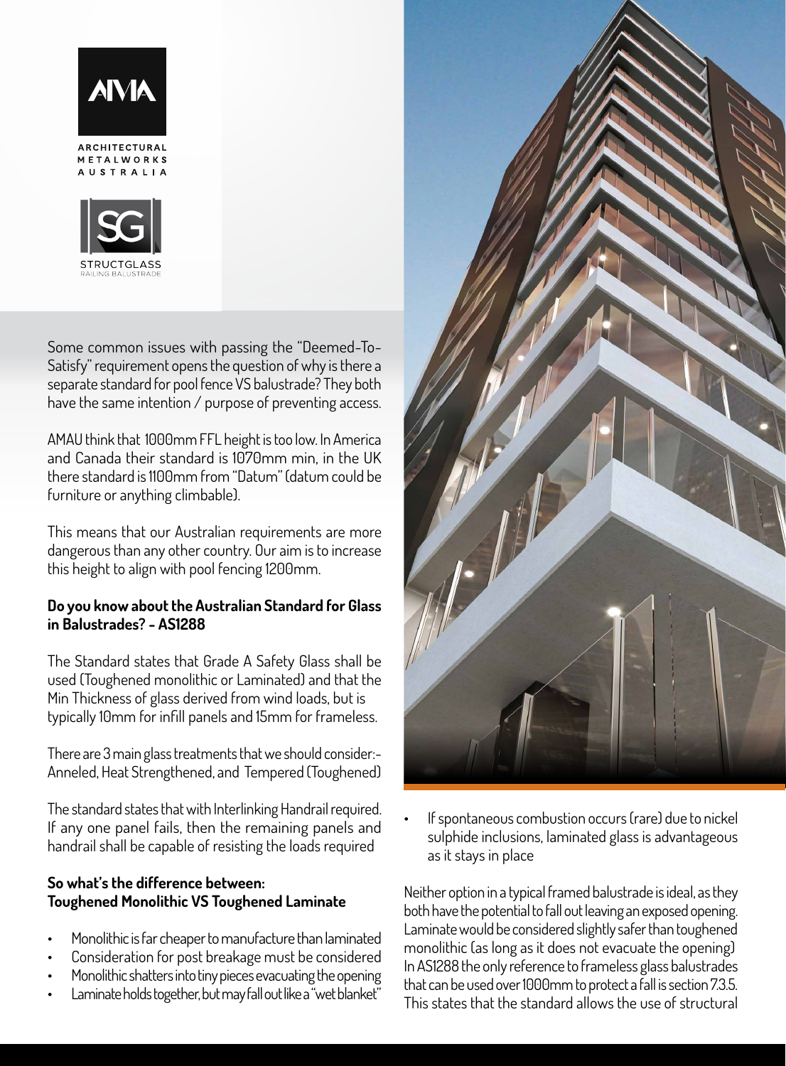Some common issues with passing the "Deemed-To-Satisfy" requirement opens the question of why is there a separate standard for pool fence VS balustrade? They both have the same intention / purpose of preventing access.

AMAU think that 1000mm FFL height is too low. In America and Canada their standard is 1070mm min, in the UK there standard is 1100mm from "Datum" (datum could be furniture or anything climbable).

This means that our Australian requirements are more dangerous than any other country. Our aim is to increase this height to align with pool fencing 1200mm.

**Do you know about the Australian Standard for Glass in Balustrades? - AS1288**

The Standard states that Grade A Safety Glass shall be used (Toughened monolithic or Laminated) and that the Min Thickness of glass derived from wind loads, but is typically 10mm for infill panels and 15mm for frameless.

There are 3 main glass treatments that we should consider:- Anneled, Heat Strengthened, and Tempered (Toughened)

The standard states that with Interlinking Handrail required. If any one panel fails, then the remaining panels and handrail shall be capable of resisting the loads required

**So what's the difference between: Toughened Monolithic VS Toughened Laminate**

- Monolithic is far cheaper to manufacture than laminated
- Consideration for post breakage must be considered
- Monolithic shatters into tiny pieces evacuating the opening
- Laminate holds together, but may fall out like a "wet blanket"
- If spontaneous combustion occurs (rare) due to nickel sulphide inclusions, laminated glass is advantageous as it stays in place

Neither option in a typical framed balustrade is ideal, as they both have the potential to fall out leaving an exposed opening. Laminate would be considered slightly safer than toughened monolithic (as long as it does not evacuate the opening) In AS1288 the only reference to frameless glass balustrades that can be used over 1000mm to protect a fall is section 7.3.5. This states that the standard allows the use of structural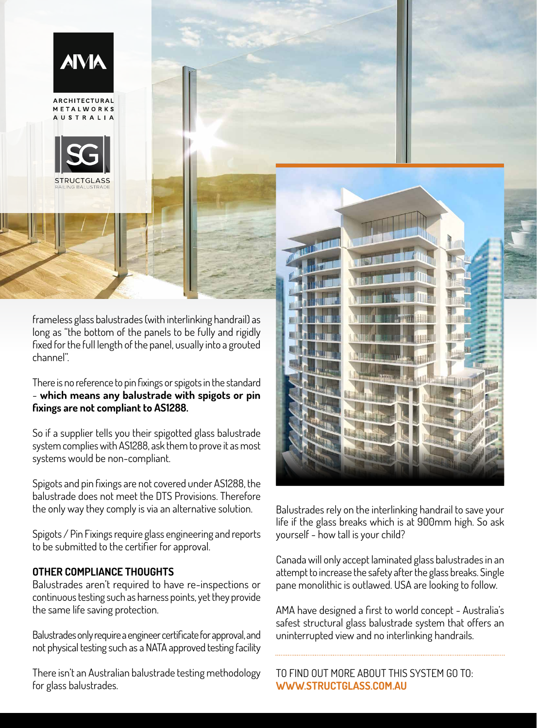frameless glass balustrades (with interlinking handrail) as long as "the bottom of the panels to be fully and rigidly fixed for the full length of the panel, usually into a grouted channel".

There is no reference to pin fixings or spigots in the standard - **which means any balustrade with spigots or pin fixings are not compliant to AS1288.**

So if a supplier tells you their spigotted glass balustrade system complies with AS1288, ask them to prove it as most systems would be non-compliant.

Spigots and pin fixings are not covered under AS1288, the balustrade does not meet the DTS Provisions. Therefore the only way they comply is via an alternative solution.

Spigots / Pin Fixings require glass engineering and reports to be submitted to the certifier for approval.

## OTHER COMPLIANCE THOUGHTS

Balustrades aren't required to have re-inspections or continuous testing such as harness points, yet they provide the same life saving protection.

Balustrades only require a engineer certificate for approval, and not physical testing such as a NATA approved testing facility

There isn't an Australian balustrade testing methodology for glass balustrades.

Balustrades rely on the interlinking handrail to save your life if the glass breaks which is at 900mm high. So ask yourself - how tall is your child?

Canada will only accept laminated glass balustrades in an attempt to increase the safety after the glass breaks. Single pane monolithic is outlawed. USA are looking to follow.

AMA have designed a first to world concept - Australia's safest structural glass balustrade system that offers an uninterrupted view and no interlinking handrails.

TO FIND OUT MORE ABOUT THIS SYSTEM GO TO: **WWW.STRUCTGLASS.COM.AU**